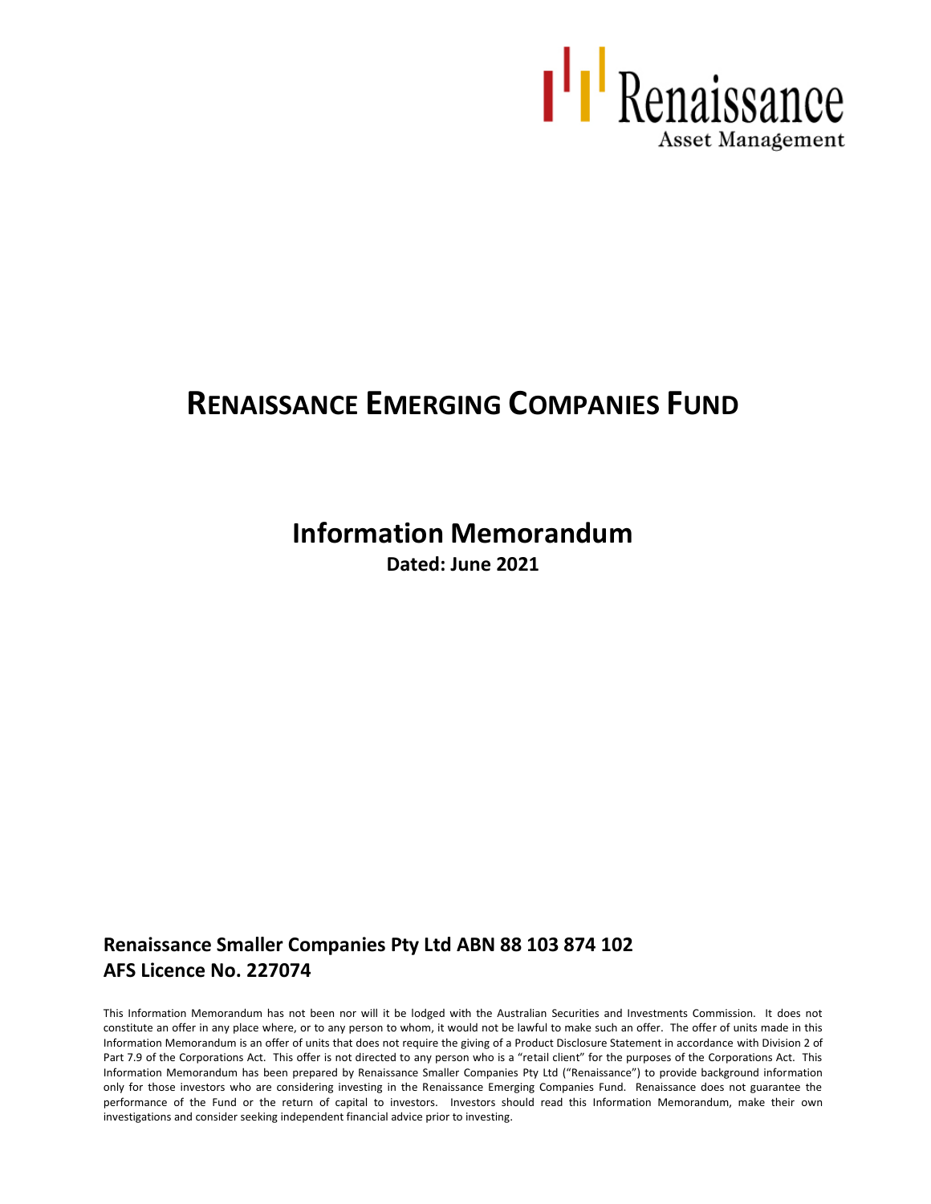Renaissance
Asset Management

# RENAISSANCE EMERGING COMPANIES FUND

## Information Memorandum

**Dated: June 2021**

**Renaissance Smaller Companies Pty Ltd ABN 88 103 874 102**
**AFS Licence No. 227074**

This Information Memorandum has not been nor will it be lodged with the Australian Securities and Investments Commission. It does not constitute an offer in any place where, or to any person to whom, it would not be lawful to make such an offer. The offer of units made in this Information Memorandum is an offer of units that does not require the giving of a Product Disclosure Statement in accordance with Division 2 of Part 7.9 of the Corporations Act. This offer is not directed to any person who is a "retail client" for the purposes of the Corporations Act. This Information Memorandum has been prepared by Renaissance Smaller Companies Pty Ltd ("Renaissance") to provide background information only for those investors who are considering investing in the Renaissance Emerging Companies Fund. Renaissance does not guarantee the performance of the Fund or the return of capital to investors. Investors should read this Information Memorandum, make their own investigations and consider seeking independent financial advice prior to investing.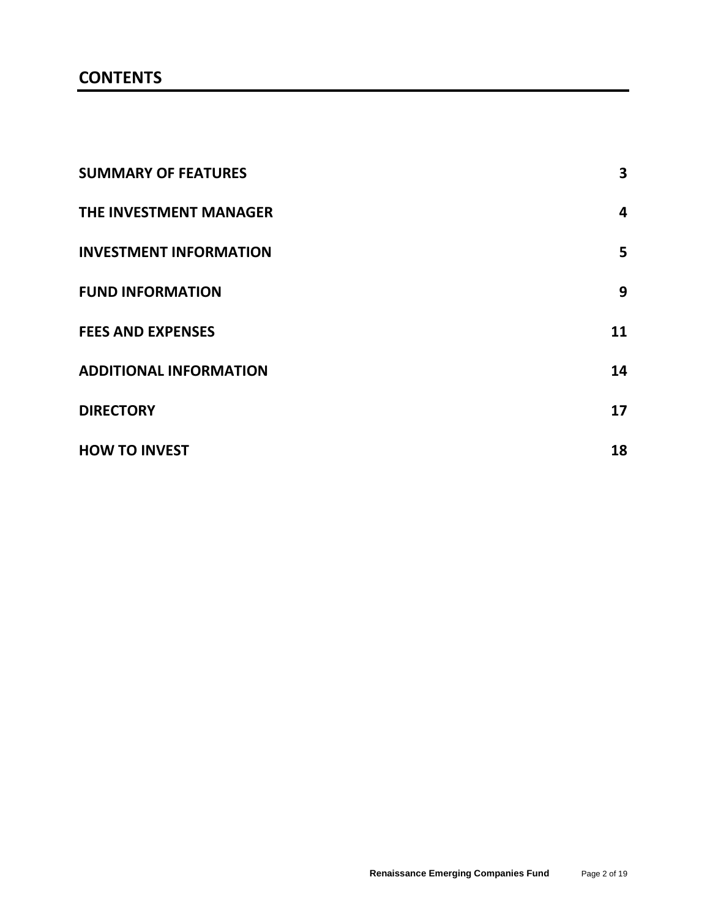# CONTENTS

| | |
|---|---|
| **SUMMARY OF FEATURES** | **3** |
| **THE INVESTMENT MANAGER** | **4** |
| **INVESTMENT INFORMATION** | **5** |
| **FUND INFORMATION** | **9** |
| **FEES AND EXPENSES** | **11** |
| **ADDITIONAL INFORMATION** | **14** |
| **DIRECTORY** | **17** |
| **HOW TO INVEST** | **18** |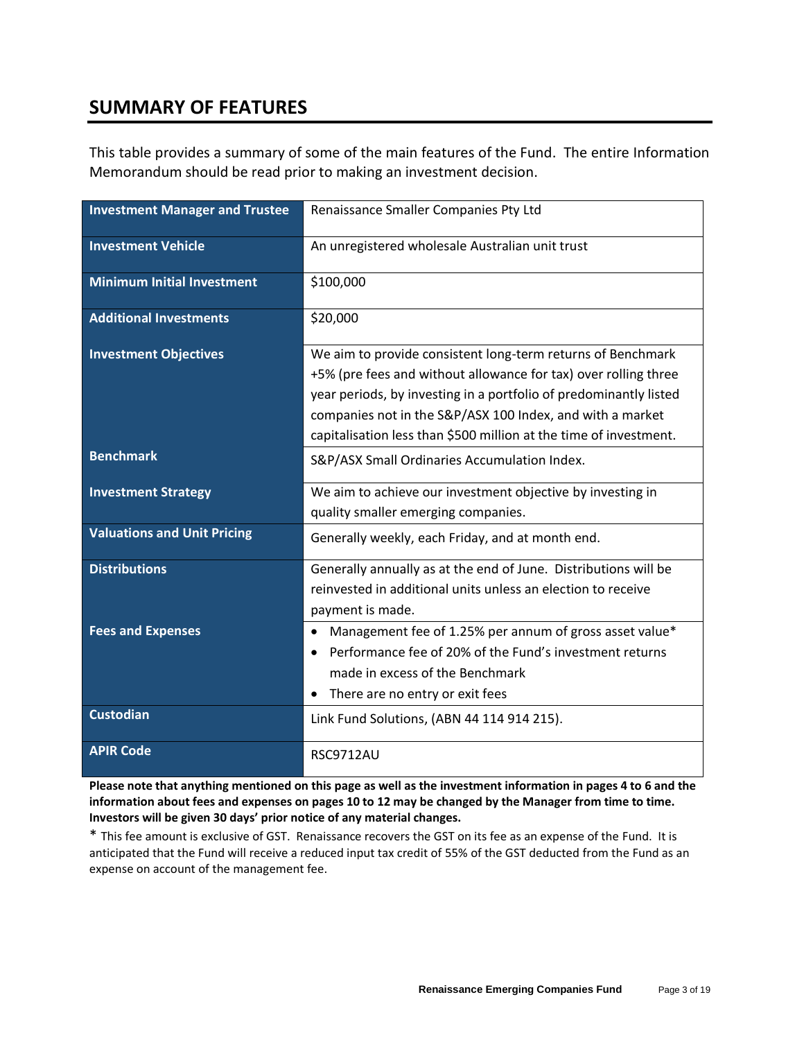## SUMMARY OF FEATURES

This table provides a summary of some of the main features of the Fund. The entire Information Memorandum should be read prior to making an investment decision.

| | |
|---|---|
| **Investment Manager and Trustee** | Renaissance Smaller Companies Pty Ltd |
| **Investment Vehicle** | An unregistered wholesale Australian unit trust |
| **Minimum Initial Investment** | $100,000 |
| **Additional Investments** | $20,000 |
| **Investment Objectives** | We aim to provide consistent long-term returns of Benchmark +5% (pre fees and without allowance for tax) over rolling three year periods, by investing in a portfolio of predominantly listed companies not in the S&P/ASX 100 Index, and with a market capitalisation less than $500 million at the time of investment. |
| **Benchmark** | S&P/ASX Small Ordinaries Accumulation Index. |
| **Investment Strategy** | We aim to achieve our investment objective by investing in quality smaller emerging companies. |
| **Valuations and Unit Pricing** | Generally weekly, each Friday, and at month end. |
| **Distributions** | Generally annually as at the end of June. Distributions will be reinvested in additional units unless an election to receive payment is made. |
| **Fees and Expenses** | • Management fee of 1.25% per annum of gross asset value* <br> • Performance fee of 20% of the Fund's investment returns made in excess of the Benchmark <br> • There are no entry or exit fees |
| **Custodian** | Link Fund Solutions, (ABN 44 114 914 215). |
| **APIR Code** | RSC9712AU |

**Please note that anything mentioned on this page as well as the investment information in pages 4 to 6 and the information about fees and expenses on pages 10 to 12 may be changed by the Manager from time to time. Investors will be given 30 days' prior notice of any material changes.**

* This fee amount is exclusive of GST. Renaissance recovers the GST on its fee as an expense of the Fund. It is anticipated that the Fund will receive a reduced input tax credit of 55% of the GST deducted from the Fund as an expense on account of the management fee.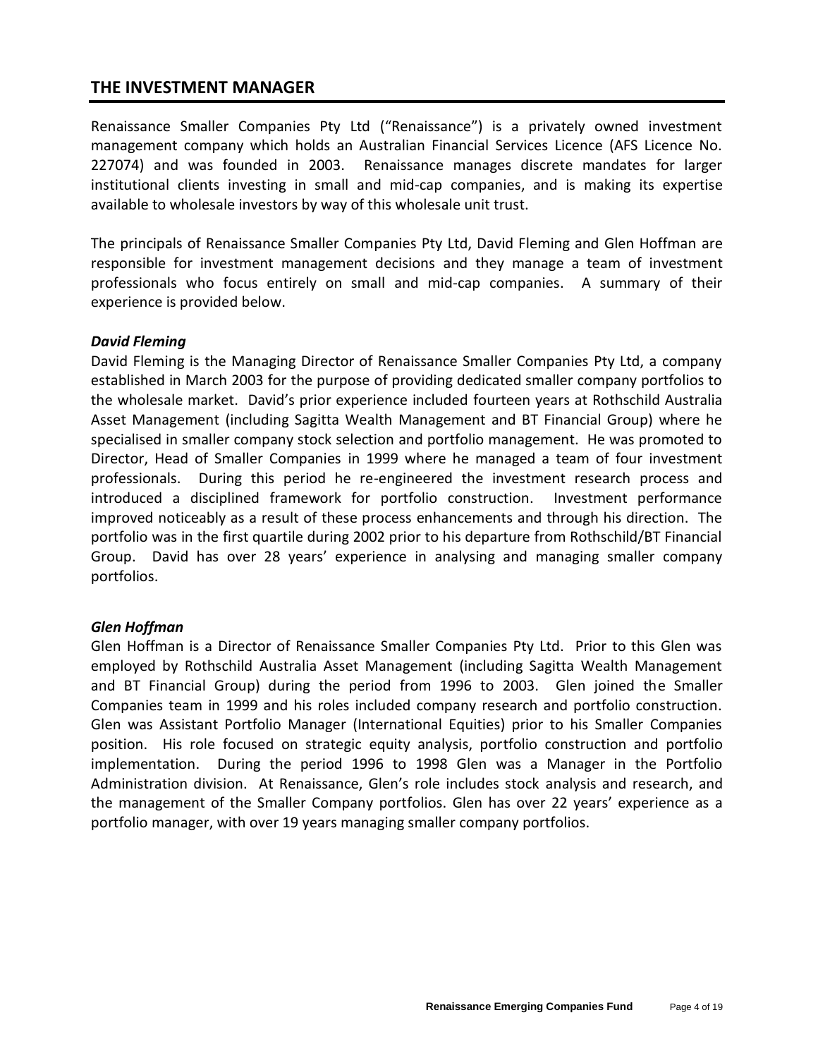## THE INVESTMENT MANAGER

Renaissance Smaller Companies Pty Ltd ("Renaissance") is a privately owned investment management company which holds an Australian Financial Services Licence (AFS Licence No. 227074) and was founded in 2003. Renaissance manages discrete mandates for larger institutional clients investing in small and mid-cap companies, and is making its expertise available to wholesale investors by way of this wholesale unit trust.

The principals of Renaissance Smaller Companies Pty Ltd, David Fleming and Glen Hoffman are responsible for investment management decisions and they manage a team of investment professionals who focus entirely on small and mid-cap companies. A summary of their experience is provided below.

***David Fleming***

David Fleming is the Managing Director of Renaissance Smaller Companies Pty Ltd, a company established in March 2003 for the purpose of providing dedicated smaller company portfolios to the wholesale market. David's prior experience included fourteen years at Rothschild Australia Asset Management (including Sagitta Wealth Management and BT Financial Group) where he specialised in smaller company stock selection and portfolio management. He was promoted to Director, Head of Smaller Companies in 1999 where he managed a team of four investment professionals. During this period he re-engineered the investment research process and introduced a disciplined framework for portfolio construction. Investment performance improved noticeably as a result of these process enhancements and through his direction. The portfolio was in the first quartile during 2002 prior to his departure from Rothschild/BT Financial Group. David has over 28 years' experience in analysing and managing smaller company portfolios.

***Glen Hoffman***

Glen Hoffman is a Director of Renaissance Smaller Companies Pty Ltd. Prior to this Glen was employed by Rothschild Australia Asset Management (including Sagitta Wealth Management and BT Financial Group) during the period from 1996 to 2003. Glen joined the Smaller Companies team in 1999 and his roles included company research and portfolio construction. Glen was Assistant Portfolio Manager (International Equities) prior to his Smaller Companies position. His role focused on strategic equity analysis, portfolio construction and portfolio implementation. During the period 1996 to 1998 Glen was a Manager in the Portfolio Administration division. At Renaissance, Glen's role includes stock analysis and research, and the management of the Smaller Company portfolios. Glen has over 22 years' experience as a portfolio manager, with over 19 years managing smaller company portfolios.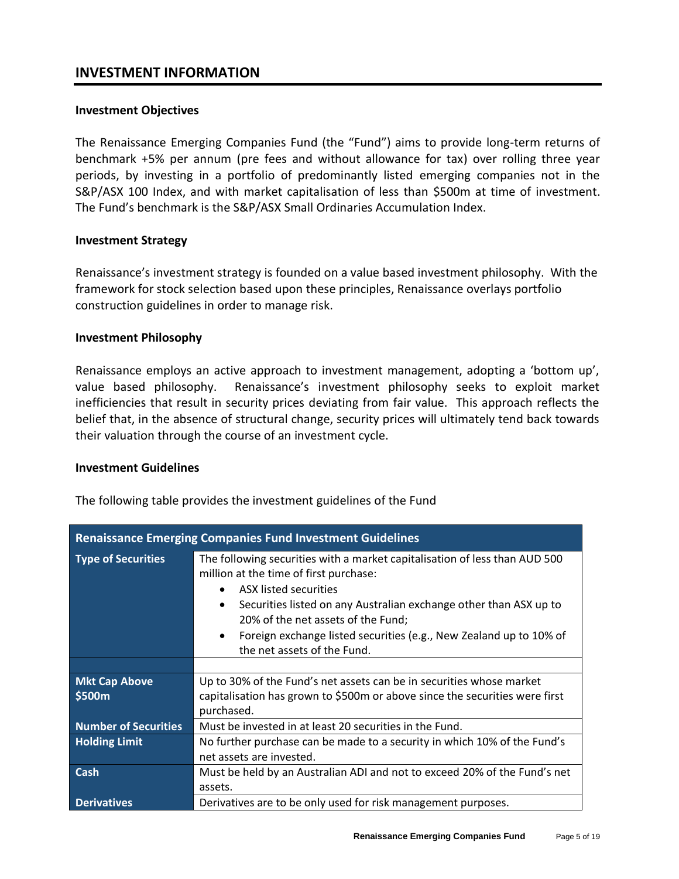## INVESTMENT INFORMATION

### Investment Objectives

The Renaissance Emerging Companies Fund (the "Fund") aims to provide long-term returns of benchmark +5% per annum (pre fees and without allowance for tax) over rolling three year periods, by investing in a portfolio of predominantly listed emerging companies not in the S&P/ASX 100 Index, and with market capitalisation of less than $500m at time of investment. The Fund's benchmark is the S&P/ASX Small Ordinaries Accumulation Index.

### Investment Strategy

Renaissance's investment strategy is founded on a value based investment philosophy. With the framework for stock selection based upon these principles, Renaissance overlays portfolio construction guidelines in order to manage risk.

### Investment Philosophy

Renaissance employs an active approach to investment management, adopting a 'bottom up', value based philosophy. Renaissance's investment philosophy seeks to exploit market inefficiencies that result in security prices deviating from fair value. This approach reflects the belief that, in the absence of structural change, security prices will ultimately tend back towards their valuation through the course of an investment cycle.

### Investment Guidelines

The following table provides the investment guidelines of the Fund

| Renaissance Emerging Companies Fund Investment Guidelines | |
|---|---|
| **Type of Securities** | The following securities with a market capitalisation of less than AUD 500 million at the time of first purchase:<br>• ASX listed securities<br>• Securities listed on any Australian exchange other than ASX up to 20% of the net assets of the Fund;<br>• Foreign exchange listed securities (e.g., New Zealand up to 10% of the net assets of the Fund. |
| | |
| **Mkt Cap Above $500m** | Up to 30% of the Fund's net assets can be in securities whose market capitalisation has grown to $500m or above since the securities were first purchased. |
| **Number of Securities** | Must be invested in at least 20 securities in the Fund. |
| **Holding Limit** | No further purchase can be made to a security in which 10% of the Fund's net assets are invested. |
| **Cash** | Must be held by an Australian ADI and not to exceed 20% of the Fund's net assets. |
| **Derivatives** | Derivatives are to be only used for risk management purposes. |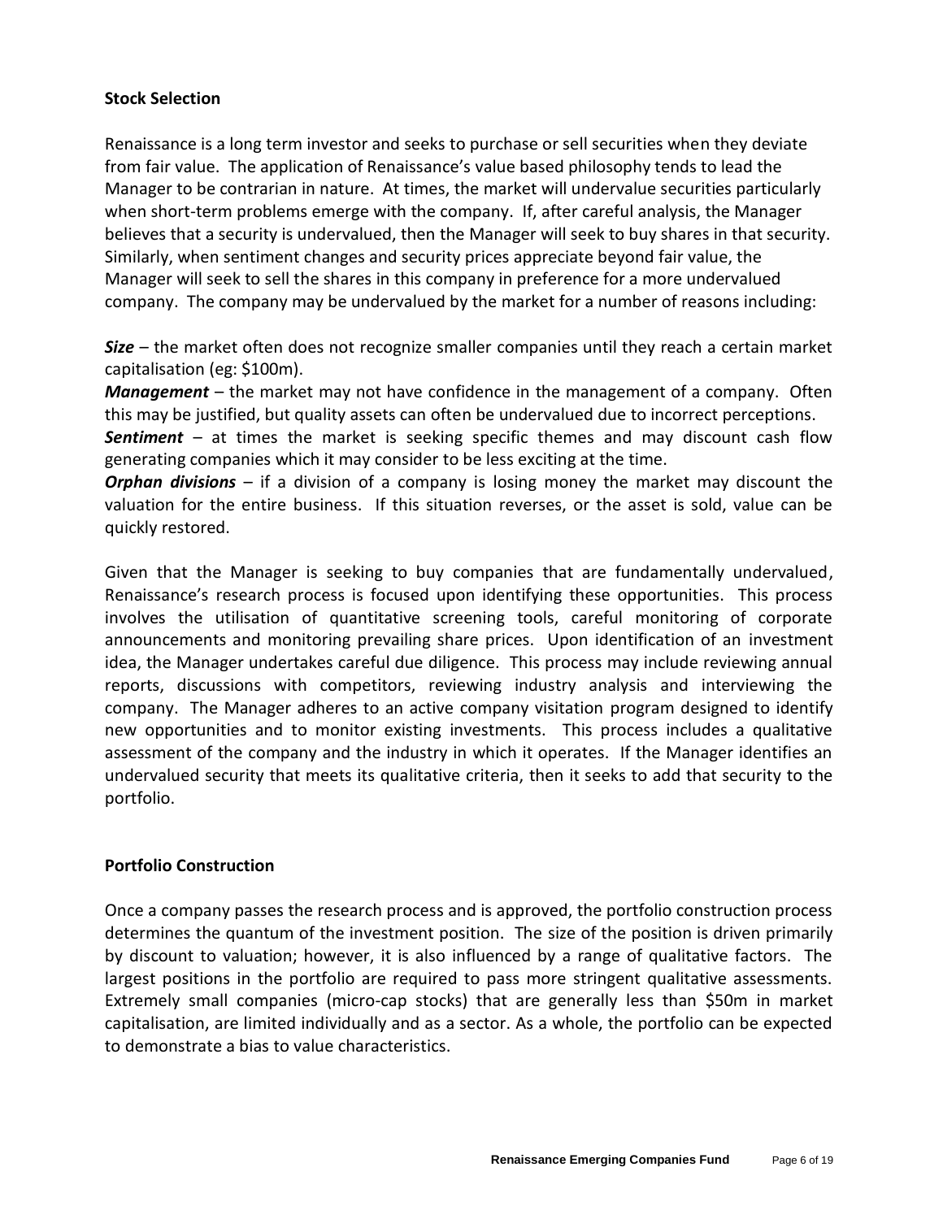**Stock Selection**

Renaissance is a long term investor and seeks to purchase or sell securities when they deviate from fair value. The application of Renaissance's value based philosophy tends to lead the Manager to be contrarian in nature. At times, the market will undervalue securities particularly when short-term problems emerge with the company. If, after careful analysis, the Manager believes that a security is undervalued, then the Manager will seek to buy shares in that security. Similarly, when sentiment changes and security prices appreciate beyond fair value, the Manager will seek to sell the shares in this company in preference for a more undervalued company. The company may be undervalued by the market for a number of reasons including:

***Size*** – the market often does not recognize smaller companies until they reach a certain market capitalisation (eg: $100m).
***Management*** – the market may not have confidence in the management of a company. Often this may be justified, but quality assets can often be undervalued due to incorrect perceptions.
***Sentiment*** – at times the market is seeking specific themes and may discount cash flow generating companies which it may consider to be less exciting at the time.
***Orphan divisions*** – if a division of a company is losing money the market may discount the valuation for the entire business. If this situation reverses, or the asset is sold, value can be quickly restored.

Given that the Manager is seeking to buy companies that are fundamentally undervalued, Renaissance's research process is focused upon identifying these opportunities. This process involves the utilisation of quantitative screening tools, careful monitoring of corporate announcements and monitoring prevailing share prices. Upon identification of an investment idea, the Manager undertakes careful due diligence. This process may include reviewing annual reports, discussions with competitors, reviewing industry analysis and interviewing the company. The Manager adheres to an active company visitation program designed to identify new opportunities and to monitor existing investments. This process includes a qualitative assessment of the company and the industry in which it operates. If the Manager identifies an undervalued security that meets its qualitative criteria, then it seeks to add that security to the portfolio.

**Portfolio Construction**

Once a company passes the research process and is approved, the portfolio construction process determines the quantum of the investment position. The size of the position is driven primarily by discount to valuation; however, it is also influenced by a range of qualitative factors. The largest positions in the portfolio are required to pass more stringent qualitative assessments. Extremely small companies (micro-cap stocks) that are generally less than $50m in market capitalisation, are limited individually and as a sector. As a whole, the portfolio can be expected to demonstrate a bias to value characteristics.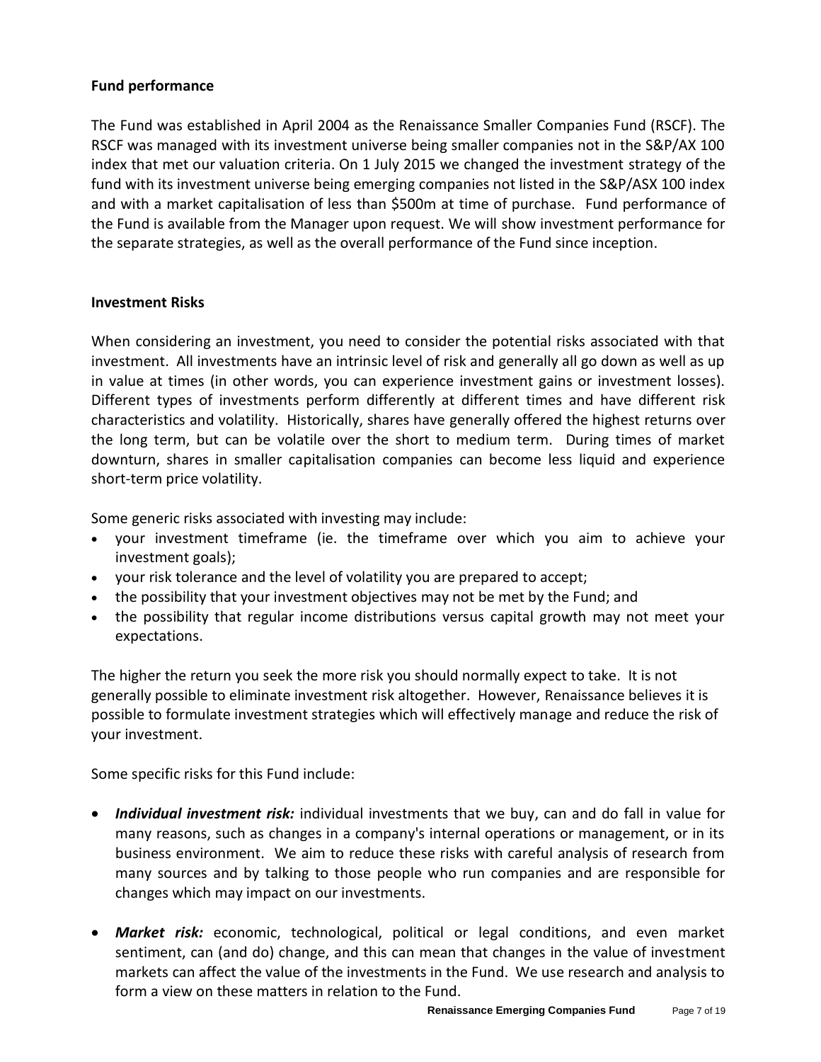**Fund performance**

The Fund was established in April 2004 as the Renaissance Smaller Companies Fund (RSCF). The RSCF was managed with its investment universe being smaller companies not in the S&P/AX 100 index that met our valuation criteria. On 1 July 2015 we changed the investment strategy of the fund with its investment universe being emerging companies not listed in the S&P/ASX 100 index and with a market capitalisation of less than $500m at time of purchase. Fund performance of the Fund is available from the Manager upon request. We will show investment performance for the separate strategies, as well as the overall performance of the Fund since inception.

**Investment Risks**

When considering an investment, you need to consider the potential risks associated with that investment. All investments have an intrinsic level of risk and generally all go down as well as up in value at times (in other words, you can experience investment gains or investment losses). Different types of investments perform differently at different times and have different risk characteristics and volatility. Historically, shares have generally offered the highest returns over the long term, but can be volatile over the short to medium term. During times of market downturn, shares in smaller capitalisation companies can become less liquid and experience short-term price volatility.

Some generic risks associated with investing may include:

- your investment timeframe (ie. the timeframe over which you aim to achieve your investment goals);
- your risk tolerance and the level of volatility you are prepared to accept;
- the possibility that your investment objectives may not be met by the Fund; and
- the possibility that regular income distributions versus capital growth may not meet your expectations.

The higher the return you seek the more risk you should normally expect to take. It is not generally possible to eliminate investment risk altogether. However, Renaissance believes it is possible to formulate investment strategies which will effectively manage and reduce the risk of your investment.

Some specific risks for this Fund include:

- ***Individual investment risk:*** individual investments that we buy, can and do fall in value for many reasons, such as changes in a company's internal operations or management, or in its business environment. We aim to reduce these risks with careful analysis of research from many sources and by talking to those people who run companies and are responsible for changes which may impact on our investments.

- ***Market risk:*** economic, technological, political or legal conditions, and even market sentiment, can (and do) change, and this can mean that changes in the value of investment markets can affect the value of the investments in the Fund. We use research and analysis to form a view on these matters in relation to the Fund.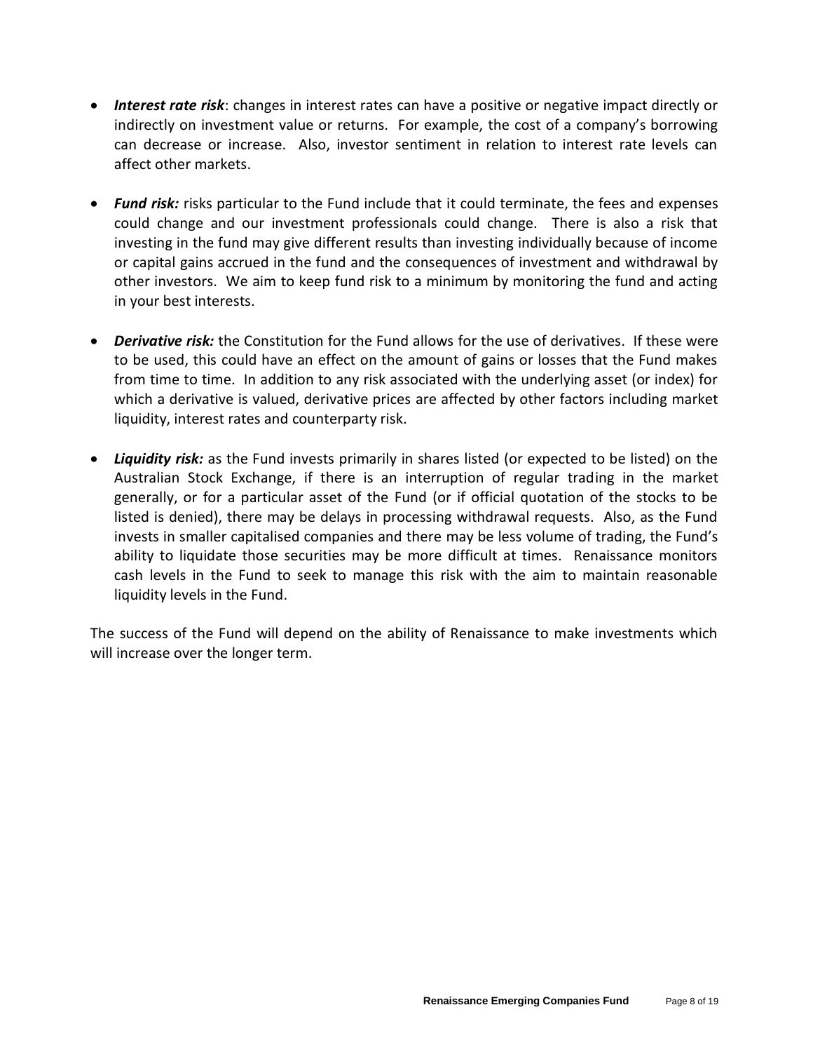- ***Interest rate risk***: changes in interest rates can have a positive or negative impact directly or indirectly on investment value or returns. For example, the cost of a company's borrowing can decrease or increase. Also, investor sentiment in relation to interest rate levels can affect other markets.

- ***Fund risk:*** risks particular to the Fund include that it could terminate, the fees and expenses could change and our investment professionals could change. There is also a risk that investing in the fund may give different results than investing individually because of income or capital gains accrued in the fund and the consequences of investment and withdrawal by other investors. We aim to keep fund risk to a minimum by monitoring the fund and acting in your best interests.

- ***Derivative risk:*** the Constitution for the Fund allows for the use of derivatives. If these were to be used, this could have an effect on the amount of gains or losses that the Fund makes from time to time. In addition to any risk associated with the underlying asset (or index) for which a derivative is valued, derivative prices are affected by other factors including market liquidity, interest rates and counterparty risk.

- ***Liquidity risk:*** as the Fund invests primarily in shares listed (or expected to be listed) on the Australian Stock Exchange, if there is an interruption of regular trading in the market generally, or for a particular asset of the Fund (or if official quotation of the stocks to be listed is denied), there may be delays in processing withdrawal requests. Also, as the Fund invests in smaller capitalised companies and there may be less volume of trading, the Fund's ability to liquidate those securities may be more difficult at times. Renaissance monitors cash levels in the Fund to seek to manage this risk with the aim to maintain reasonable liquidity levels in the Fund.

The success of the Fund will depend on the ability of Renaissance to make investments which will increase over the longer term.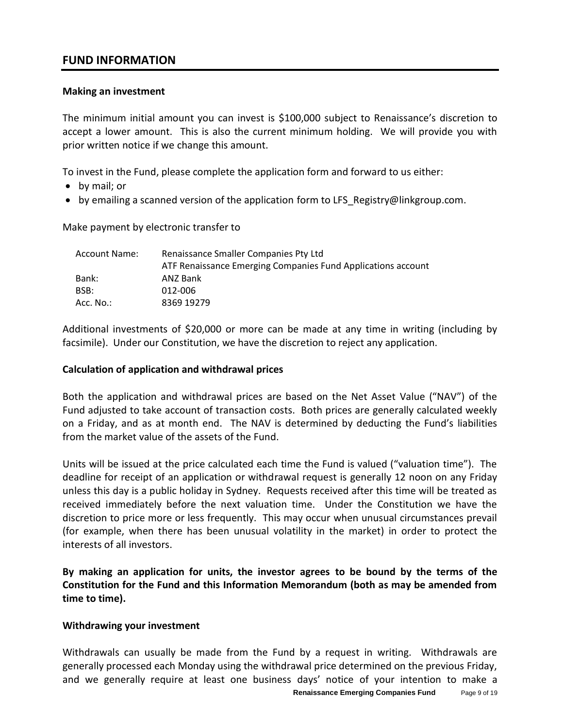## FUND INFORMATION

**Making an investment**

The minimum initial amount you can invest is $100,000 subject to Renaissance's discretion to accept a lower amount. This is also the current minimum holding. We will provide you with prior written notice if we change this amount.

To invest in the Fund, please complete the application form and forward to us either:

- by mail; or
- by emailing a scanned version of the application form to LFS_Registry@linkgroup.com.

Make payment by electronic transfer to

| | |
|---|---|
| Account Name: | Renaissance Smaller Companies Pty Ltd<br>ATF Renaissance Emerging Companies Fund Applications account |
| Bank: | ANZ Bank |
| BSB: | 012-006 |
| Acc. No.: | 8369 19279 |

Additional investments of $20,000 or more can be made at any time in writing (including by facsimile). Under our Constitution, we have the discretion to reject any application.

**Calculation of application and withdrawal prices**

Both the application and withdrawal prices are based on the Net Asset Value ("NAV") of the Fund adjusted to take account of transaction costs. Both prices are generally calculated weekly on a Friday, and as at month end. The NAV is determined by deducting the Fund's liabilities from the market value of the assets of the Fund.

Units will be issued at the price calculated each time the Fund is valued ("valuation time"). The deadline for receipt of an application or withdrawal request is generally 12 noon on any Friday unless this day is a public holiday in Sydney. Requests received after this time will be treated as received immediately before the next valuation time. Under the Constitution we have the discretion to price more or less frequently. This may occur when unusual circumstances prevail (for example, when there has been unusual volatility in the market) in order to protect the interests of all investors.

**By making an application for units, the investor agrees to be bound by the terms of the Constitution for the Fund and this Information Memorandum (both as may be amended from time to time).**

**Withdrawing your investment**

Withdrawals can usually be made from the Fund by a request in writing. Withdrawals are generally processed each Monday using the withdrawal price determined on the previous Friday, and we generally require at least one business days' notice of your intention to make a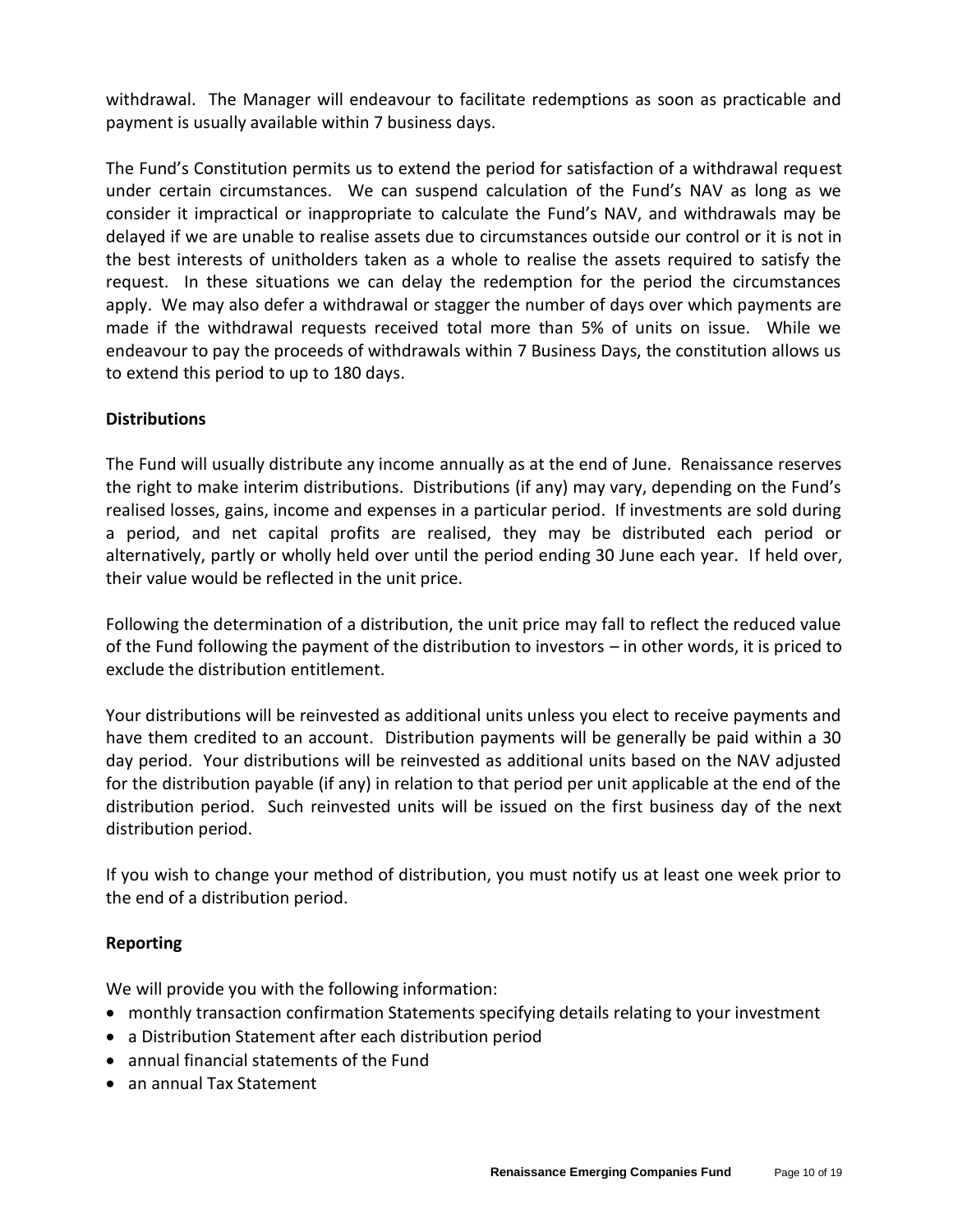withdrawal. The Manager will endeavour to facilitate redemptions as soon as practicable and payment is usually available within 7 business days.

The Fund's Constitution permits us to extend the period for satisfaction of a withdrawal request under certain circumstances. We can suspend calculation of the Fund's NAV as long as we consider it impractical or inappropriate to calculate the Fund's NAV, and withdrawals may be delayed if we are unable to realise assets due to circumstances outside our control or it is not in the best interests of unitholders taken as a whole to realise the assets required to satisfy the request. In these situations we can delay the redemption for the period the circumstances apply. We may also defer a withdrawal or stagger the number of days over which payments are made if the withdrawal requests received total more than 5% of units on issue. While we endeavour to pay the proceeds of withdrawals within 7 Business Days, the constitution allows us to extend this period to up to 180 days.

**Distributions**

The Fund will usually distribute any income annually as at the end of June. Renaissance reserves the right to make interim distributions. Distributions (if any) may vary, depending on the Fund's realised losses, gains, income and expenses in a particular period. If investments are sold during a period, and net capital profits are realised, they may be distributed each period or alternatively, partly or wholly held over until the period ending 30 June each year. If held over, their value would be reflected in the unit price.

Following the determination of a distribution, the unit price may fall to reflect the reduced value of the Fund following the payment of the distribution to investors – in other words, it is priced to exclude the distribution entitlement.

Your distributions will be reinvested as additional units unless you elect to receive payments and have them credited to an account. Distribution payments will be generally be paid within a 30 day period. Your distributions will be reinvested as additional units based on the NAV adjusted for the distribution payable (if any) in relation to that period per unit applicable at the end of the distribution period. Such reinvested units will be issued on the first business day of the next distribution period.

If you wish to change your method of distribution, you must notify us at least one week prior to the end of a distribution period.

**Reporting**

We will provide you with the following information:

- monthly transaction confirmation Statements specifying details relating to your investment
- a Distribution Statement after each distribution period
- annual financial statements of the Fund
- an annual Tax Statement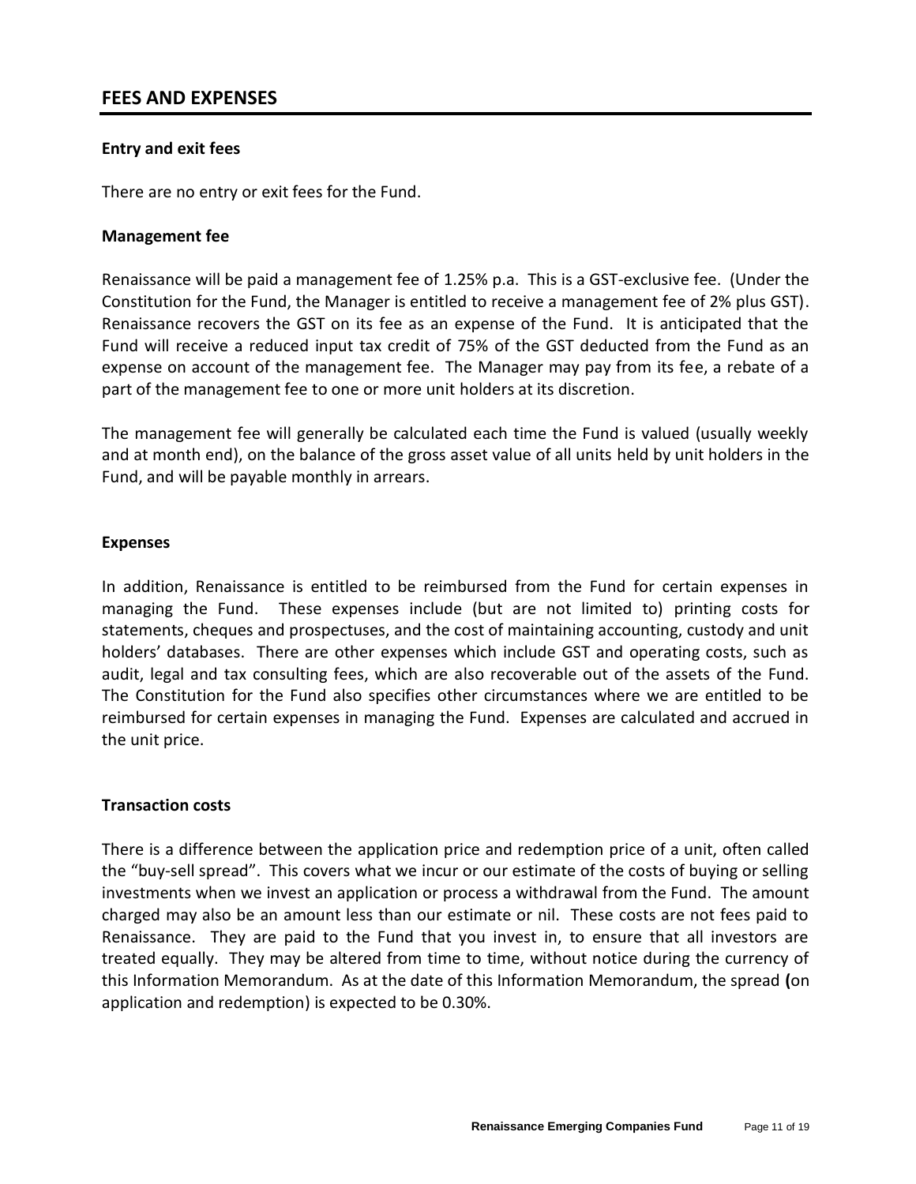## FEES AND EXPENSES

### Entry and exit fees

There are no entry or exit fees for the Fund.

### Management fee

Renaissance will be paid a management fee of 1.25% p.a. This is a GST-exclusive fee. (Under the Constitution for the Fund, the Manager is entitled to receive a management fee of 2% plus GST). Renaissance recovers the GST on its fee as an expense of the Fund. It is anticipated that the Fund will receive a reduced input tax credit of 75% of the GST deducted from the Fund as an expense on account of the management fee. The Manager may pay from its fee, a rebate of a part of the management fee to one or more unit holders at its discretion.

The management fee will generally be calculated each time the Fund is valued (usually weekly and at month end), on the balance of the gross asset value of all units held by unit holders in the Fund, and will be payable monthly in arrears.

### Expenses

In addition, Renaissance is entitled to be reimbursed from the Fund for certain expenses in managing the Fund. These expenses include (but are not limited to) printing costs for statements, cheques and prospectuses, and the cost of maintaining accounting, custody and unit holders' databases. There are other expenses which include GST and operating costs, such as audit, legal and tax consulting fees, which are also recoverable out of the assets of the Fund. The Constitution for the Fund also specifies other circumstances where we are entitled to be reimbursed for certain expenses in managing the Fund. Expenses are calculated and accrued in the unit price.

### Transaction costs

There is a difference between the application price and redemption price of a unit, often called the "buy-sell spread". This covers what we incur or our estimate of the costs of buying or selling investments when we invest an application or process a withdrawal from the Fund. The amount charged may also be an amount less than our estimate or nil. These costs are not fees paid to Renaissance. They are paid to the Fund that you invest in, to ensure that all investors are treated equally. They may be altered from time to time, without notice during the currency of this Information Memorandum. As at the date of this Information Memorandum, the spread **(**on application and redemption) is expected to be 0.30%.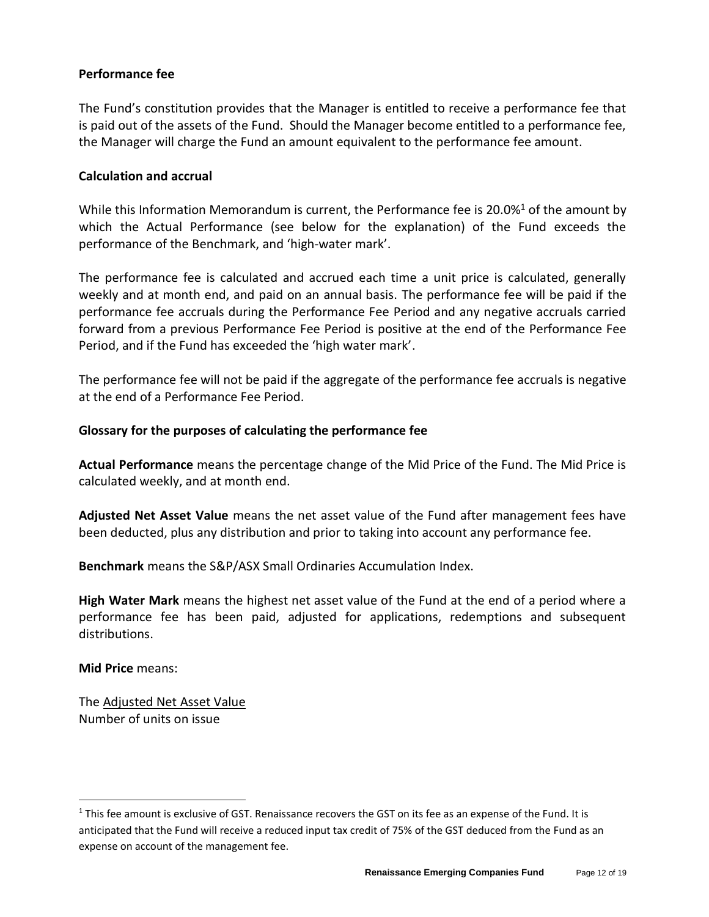**Performance fee**

The Fund's constitution provides that the Manager is entitled to receive a performance fee that is paid out of the assets of the Fund. Should the Manager become entitled to a performance fee, the Manager will charge the Fund an amount equivalent to the performance fee amount.

**Calculation and accrual**

While this Information Memorandum is current, the Performance fee is 20.0%[1] of the amount by which the Actual Performance (see below for the explanation) of the Fund exceeds the performance of the Benchmark, and 'high-water mark'.

The performance fee is calculated and accrued each time a unit price is calculated, generally weekly and at month end, and paid on an annual basis. The performance fee will be paid if the performance fee accruals during the Performance Fee Period and any negative accruals carried forward from a previous Performance Fee Period is positive at the end of the Performance Fee Period, and if the Fund has exceeded the 'high water mark'.

The performance fee will not be paid if the aggregate of the performance fee accruals is negative at the end of a Performance Fee Period.

**Glossary for the purposes of calculating the performance fee**

**Actual Performance** means the percentage change of the Mid Price of the Fund. The Mid Price is calculated weekly, and at month end.

**Adjusted Net Asset Value** means the net asset value of the Fund after management fees have been deducted, plus any distribution and prior to taking into account any performance fee.

**Benchmark** means the S&P/ASX Small Ordinaries Accumulation Index.

**High Water Mark** means the highest net asset value of the Fund at the end of a period where a performance fee has been paid, adjusted for applications, redemptions and subsequent distributions.

**Mid Price** means:

$$\frac{\text{The Adjusted Net Asset Value}}{\text{Number of units on issue}}$$

[1] This fee amount is exclusive of GST. Renaissance recovers the GST on its fee as an expense of the Fund. It is anticipated that the Fund will receive a reduced input tax credit of 75% of the GST deduced from the Fund as an expense on account of the management fee.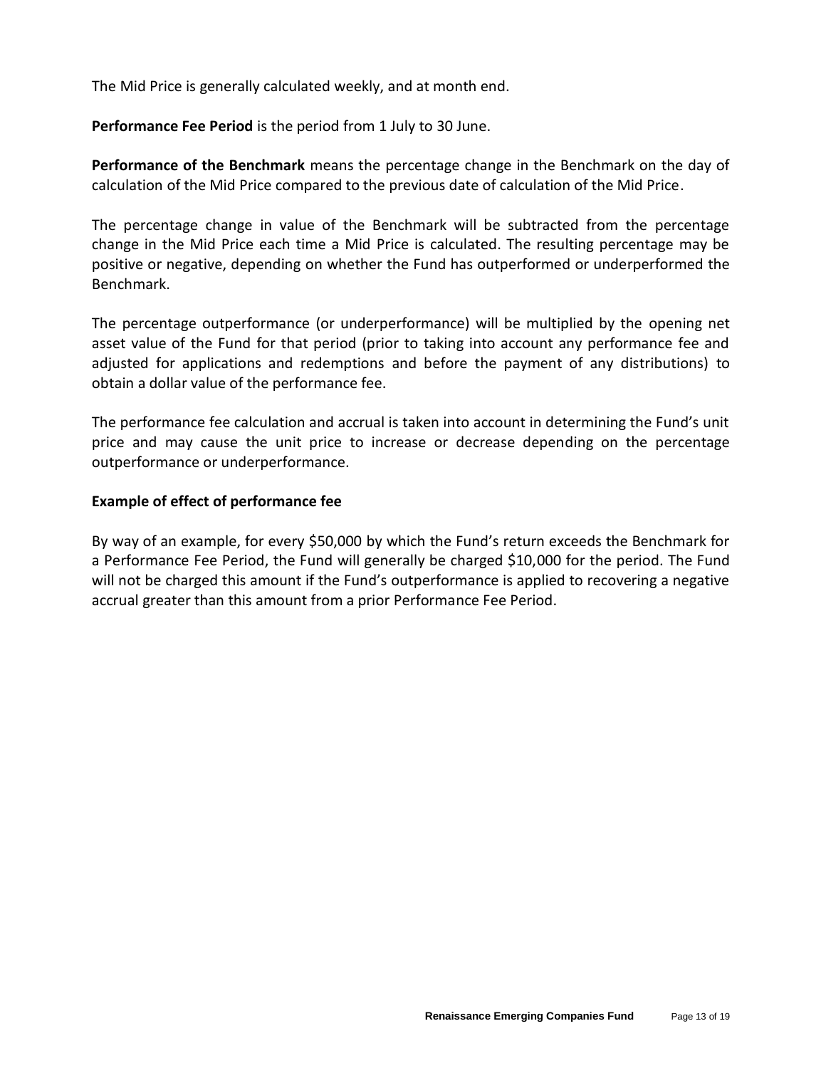The Mid Price is generally calculated weekly, and at month end.

**Performance Fee Period** is the period from 1 July to 30 June.

**Performance of the Benchmark** means the percentage change in the Benchmark on the day of calculation of the Mid Price compared to the previous date of calculation of the Mid Price.

The percentage change in value of the Benchmark will be subtracted from the percentage change in the Mid Price each time a Mid Price is calculated. The resulting percentage may be positive or negative, depending on whether the Fund has outperformed or underperformed the Benchmark.

The percentage outperformance (or underperformance) will be multiplied by the opening net asset value of the Fund for that period (prior to taking into account any performance fee and adjusted for applications and redemptions and before the payment of any distributions) to obtain a dollar value of the performance fee.

The performance fee calculation and accrual is taken into account in determining the Fund's unit price and may cause the unit price to increase or decrease depending on the percentage outperformance or underperformance.

**Example of effect of performance fee**

By way of an example, for every $50,000 by which the Fund's return exceeds the Benchmark for a Performance Fee Period, the Fund will generally be charged $10,000 for the period. The Fund will not be charged this amount if the Fund's outperformance is applied to recovering a negative accrual greater than this amount from a prior Performance Fee Period.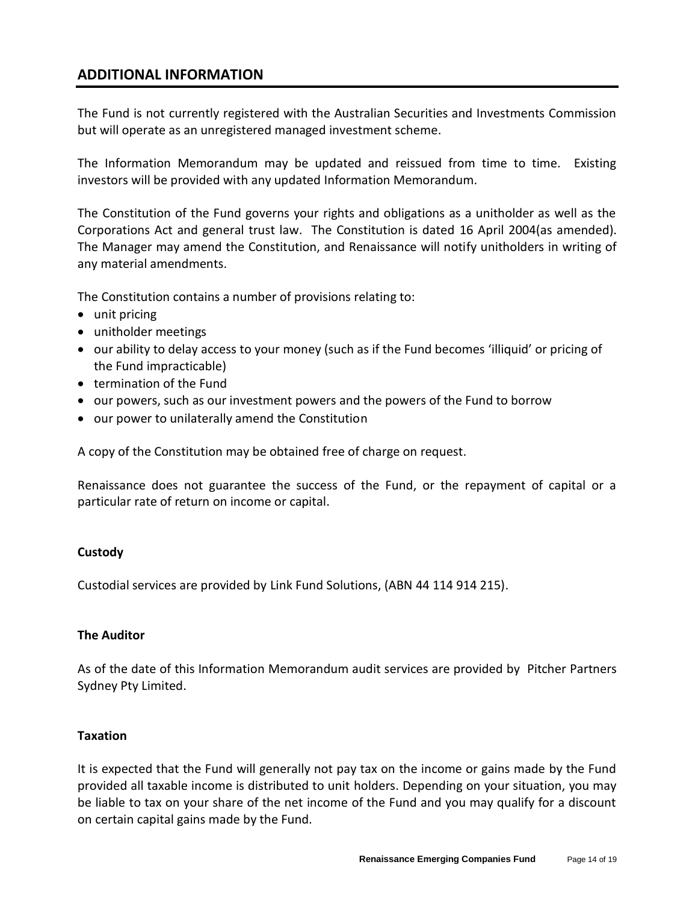## ADDITIONAL INFORMATION

The Fund is not currently registered with the Australian Securities and Investments Commission but will operate as an unregistered managed investment scheme.

The Information Memorandum may be updated and reissued from time to time. Existing investors will be provided with any updated Information Memorandum.

The Constitution of the Fund governs your rights and obligations as a unitholder as well as the Corporations Act and general trust law. The Constitution is dated 16 April 2004(as amended). The Manager may amend the Constitution, and Renaissance will notify unitholders in writing of any material amendments.

The Constitution contains a number of provisions relating to:

- unit pricing
- unitholder meetings
- our ability to delay access to your money (such as if the Fund becomes 'illiquid' or pricing of the Fund impracticable)
- termination of the Fund
- our powers, such as our investment powers and the powers of the Fund to borrow
- our power to unilaterally amend the Constitution

A copy of the Constitution may be obtained free of charge on request.

Renaissance does not guarantee the success of the Fund, or the repayment of capital or a particular rate of return on income or capital.

**Custody**

Custodial services are provided by Link Fund Solutions, (ABN 44 114 914 215).

**The Auditor**

As of the date of this Information Memorandum audit services are provided by Pitcher Partners Sydney Pty Limited.

**Taxation**

It is expected that the Fund will generally not pay tax on the income or gains made by the Fund provided all taxable income is distributed to unit holders. Depending on your situation, you may be liable to tax on your share of the net income of the Fund and you may qualify for a discount on certain capital gains made by the Fund.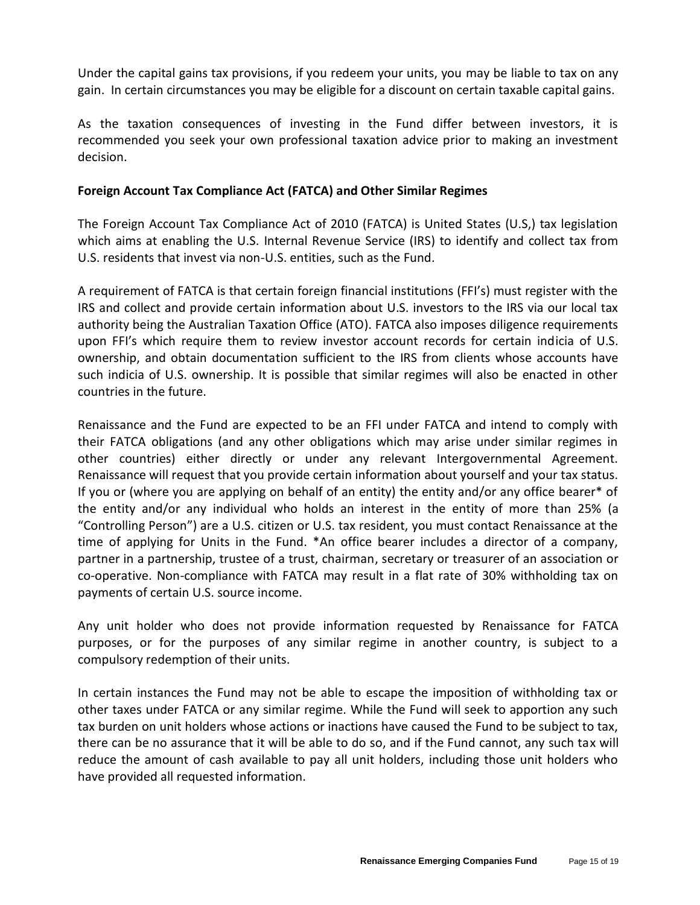Under the capital gains tax provisions, if you redeem your units, you may be liable to tax on any gain. In certain circumstances you may be eligible for a discount on certain taxable capital gains.

As the taxation consequences of investing in the Fund differ between investors, it is recommended you seek your own professional taxation advice prior to making an investment decision.

**Foreign Account Tax Compliance Act (FATCA) and Other Similar Regimes**

The Foreign Account Tax Compliance Act of 2010 (FATCA) is United States (U.S,) tax legislation which aims at enabling the U.S. Internal Revenue Service (IRS) to identify and collect tax from U.S. residents that invest via non-U.S. entities, such as the Fund.

A requirement of FATCA is that certain foreign financial institutions (FFI's) must register with the IRS and collect and provide certain information about U.S. investors to the IRS via our local tax authority being the Australian Taxation Office (ATO). FATCA also imposes diligence requirements upon FFI's which require them to review investor account records for certain indicia of U.S. ownership, and obtain documentation sufficient to the IRS from clients whose accounts have such indicia of U.S. ownership. It is possible that similar regimes will also be enacted in other countries in the future.

Renaissance and the Fund are expected to be an FFI under FATCA and intend to comply with their FATCA obligations (and any other obligations which may arise under similar regimes in other countries) either directly or under any relevant Intergovernmental Agreement. Renaissance will request that you provide certain information about yourself and your tax status. If you or (where you are applying on behalf of an entity) the entity and/or any office bearer* of the entity and/or any individual who holds an interest in the entity of more than 25% (a "Controlling Person") are a U.S. citizen or U.S. tax resident, you must contact Renaissance at the time of applying for Units in the Fund. *An office bearer includes a director of a company, partner in a partnership, trustee of a trust, chairman, secretary or treasurer of an association or co-operative. Non-compliance with FATCA may result in a flat rate of 30% withholding tax on payments of certain U.S. source income.

Any unit holder who does not provide information requested by Renaissance for FATCA purposes, or for the purposes of any similar regime in another country, is subject to a compulsory redemption of their units.

In certain instances the Fund may not be able to escape the imposition of withholding tax or other taxes under FATCA or any similar regime. While the Fund will seek to apportion any such tax burden on unit holders whose actions or inactions have caused the Fund to be subject to tax, there can be no assurance that it will be able to do so, and if the Fund cannot, any such tax will reduce the amount of cash available to pay all unit holders, including those unit holders who have provided all requested information.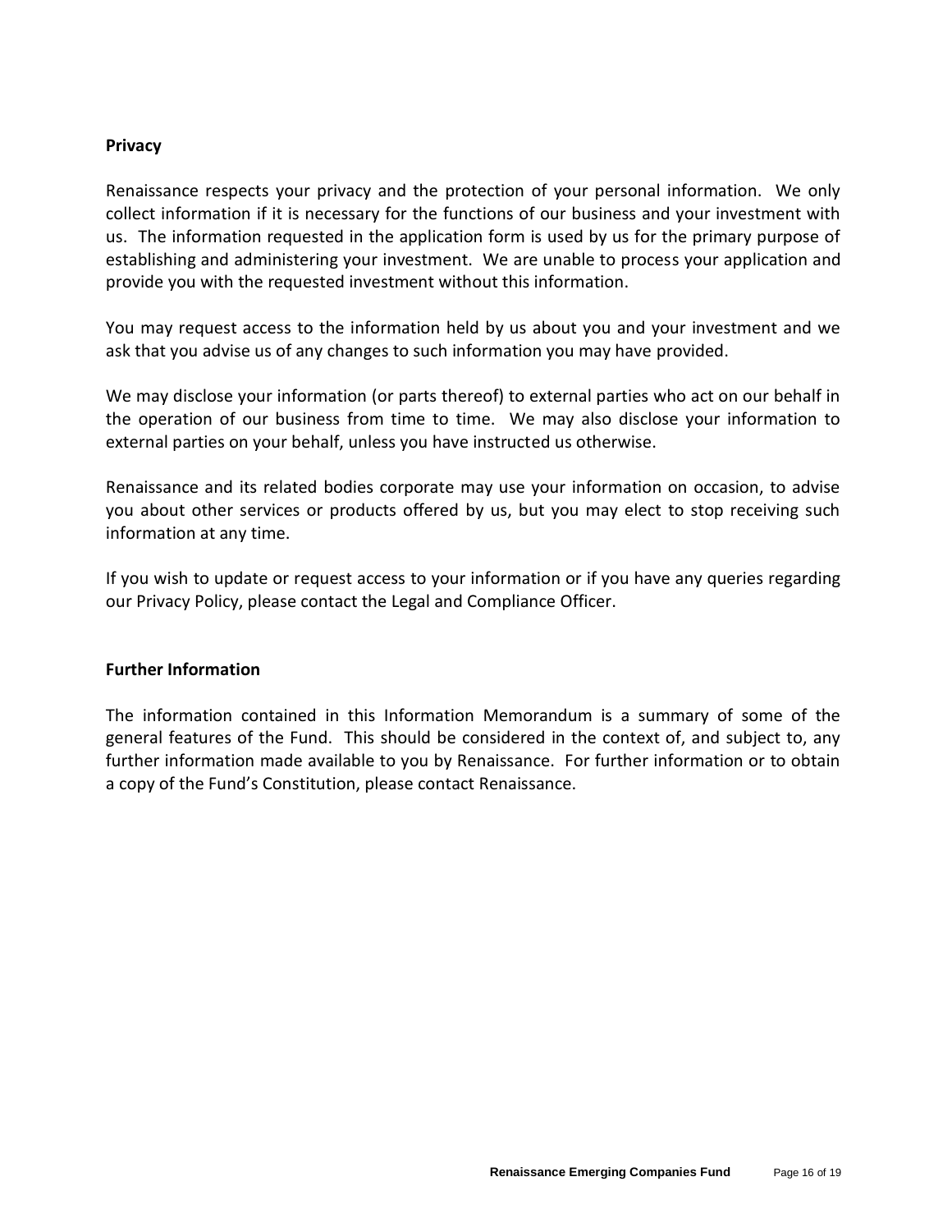## Privacy

Renaissance respects your privacy and the protection of your personal information. We only collect information if it is necessary for the functions of our business and your investment with us. The information requested in the application form is used by us for the primary purpose of establishing and administering your investment. We are unable to process your application and provide you with the requested investment without this information.

You may request access to the information held by us about you and your investment and we ask that you advise us of any changes to such information you may have provided.

We may disclose your information (or parts thereof) to external parties who act on our behalf in the operation of our business from time to time. We may also disclose your information to external parties on your behalf, unless you have instructed us otherwise.

Renaissance and its related bodies corporate may use your information on occasion, to advise you about other services or products offered by us, but you may elect to stop receiving such information at any time.

If you wish to update or request access to your information or if you have any queries regarding our Privacy Policy, please contact the Legal and Compliance Officer.

## Further Information

The information contained in this Information Memorandum is a summary of some of the general features of the Fund. This should be considered in the context of, and subject to, any further information made available to you by Renaissance. For further information or to obtain a copy of the Fund's Constitution, please contact Renaissance.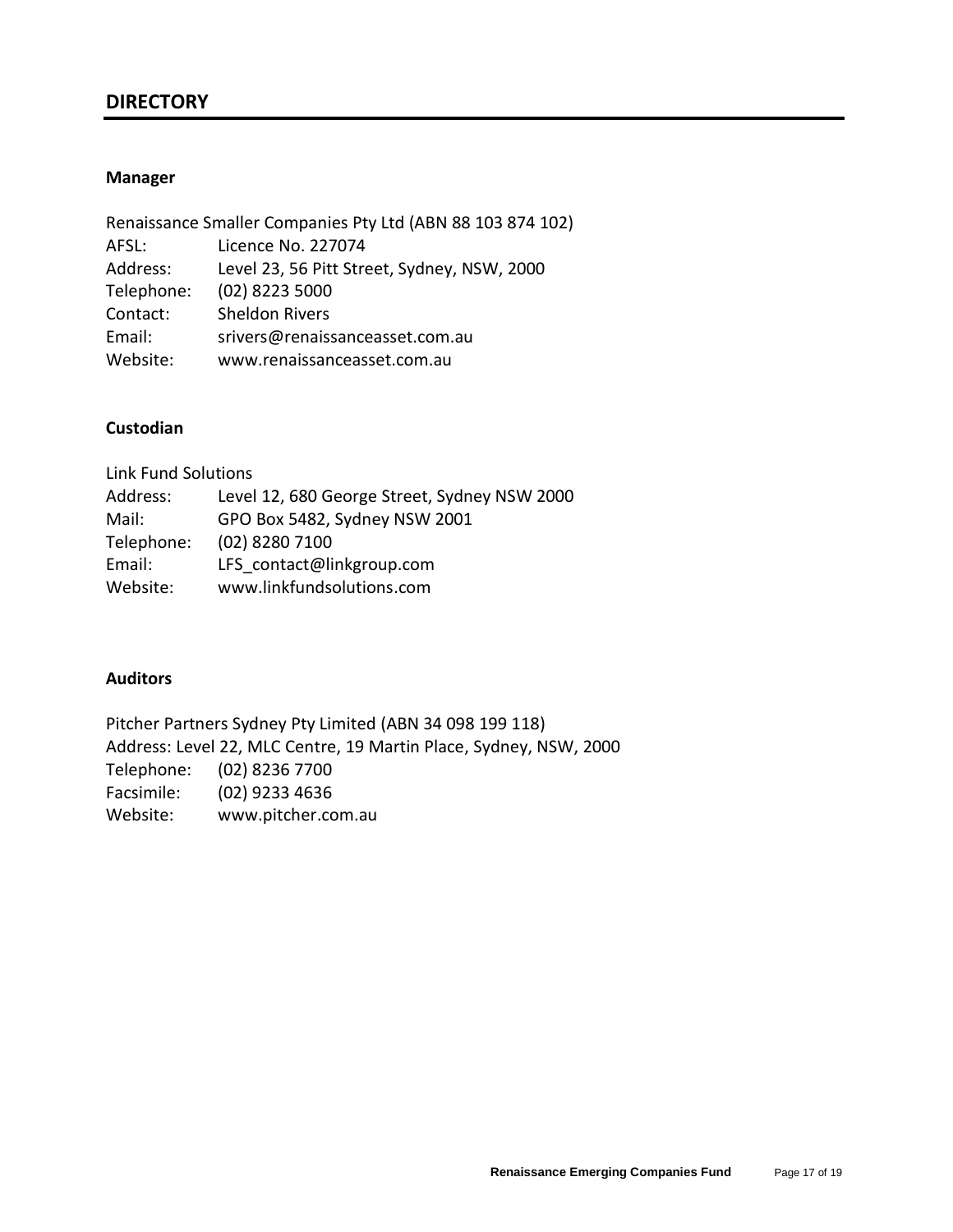## DIRECTORY

**Manager**

Renaissance Smaller Companies Pty Ltd (ABN 88 103 874 102)
AFSL: Licence No. 227074
Address: Level 23, 56 Pitt Street, Sydney, NSW, 2000
Telephone: (02) 8223 5000
Contact: Sheldon Rivers
Email: srivers@renaissanceasset.com.au
Website: www.renaissanceasset.com.au

**Custodian**

Link Fund Solutions
Address: Level 12, 680 George Street, Sydney NSW 2000
Mail: GPO Box 5482, Sydney NSW 2001
Telephone: (02) 8280 7100
Email: LFS_contact@linkgroup.com
Website: www.linkfundsolutions.com

**Auditors**

Pitcher Partners Sydney Pty Limited (ABN 34 098 199 118)
Address: Level 22, MLC Centre, 19 Martin Place, Sydney, NSW, 2000
Telephone: (02) 8236 7700
Facsimile: (02) 9233 4636
Website: www.pitcher.com.au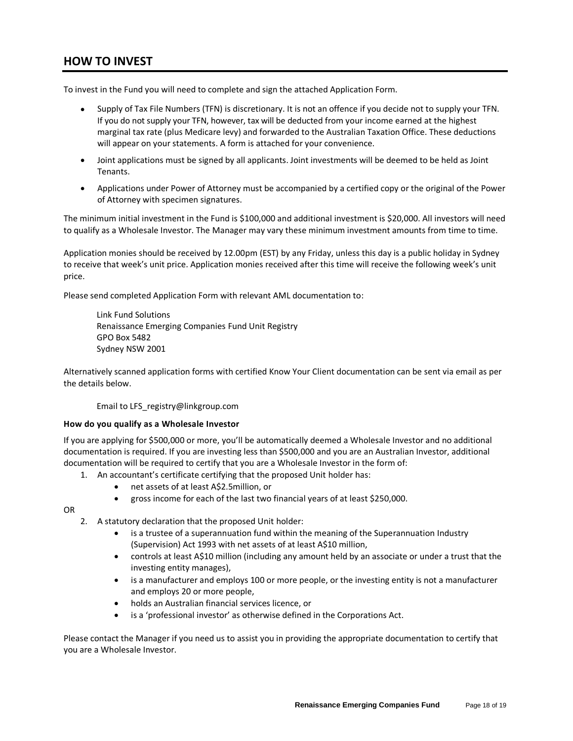## HOW TO INVEST

To invest in the Fund you will need to complete and sign the attached Application Form.

- Supply of Tax File Numbers (TFN) is discretionary. It is not an offence if you decide not to supply your TFN. If you do not supply your TFN, however, tax will be deducted from your income earned at the highest marginal tax rate (plus Medicare levy) and forwarded to the Australian Taxation Office. These deductions will appear on your statements. A form is attached for your convenience.
- Joint applications must be signed by all applicants. Joint investments will be deemed to be held as Joint Tenants.
- Applications under Power of Attorney must be accompanied by a certified copy or the original of the Power of Attorney with specimen signatures.

The minimum initial investment in the Fund is $100,000 and additional investment is $20,000. All investors will need to qualify as a Wholesale Investor. The Manager may vary these minimum investment amounts from time to time.

Application monies should be received by 12.00pm (EST) by any Friday, unless this day is a public holiday in Sydney to receive that week's unit price. Application monies received after this time will receive the following week's unit price.

Please send completed Application Form with relevant AML documentation to:

> Link Fund Solutions
> Renaissance Emerging Companies Fund Unit Registry
> GPO Box 5482
> Sydney NSW 2001

Alternatively scanned application forms with certified Know Your Client documentation can be sent via email as per the details below.

> Email to LFS_registry@linkgroup.com

**How do you qualify as a Wholesale Investor**

If you are applying for $500,000 or more, you'll be automatically deemed a Wholesale Investor and no additional documentation is required. If you are investing less than $500,000 and you are an Australian Investor, additional documentation will be required to certify that you are a Wholesale Investor in the form of:

1. An accountant's certificate certifying that the proposed Unit holder has:
   - net assets of at least A$2.5million, or
   - gross income for each of the last two financial years of at least $250,000.

OR

2. A statutory declaration that the proposed Unit holder:
   - is a trustee of a superannuation fund within the meaning of the Superannuation Industry (Supervision) Act 1993 with net assets of at least A$10 million,
   - controls at least A$10 million (including any amount held by an associate or under a trust that the investing entity manages),
   - is a manufacturer and employs 100 or more people, or the investing entity is not a manufacturer and employs 20 or more people,
   - holds an Australian financial services licence, or
   - is a 'professional investor' as otherwise defined in the Corporations Act.

Please contact the Manager if you need us to assist you in providing the appropriate documentation to certify that you are a Wholesale Investor.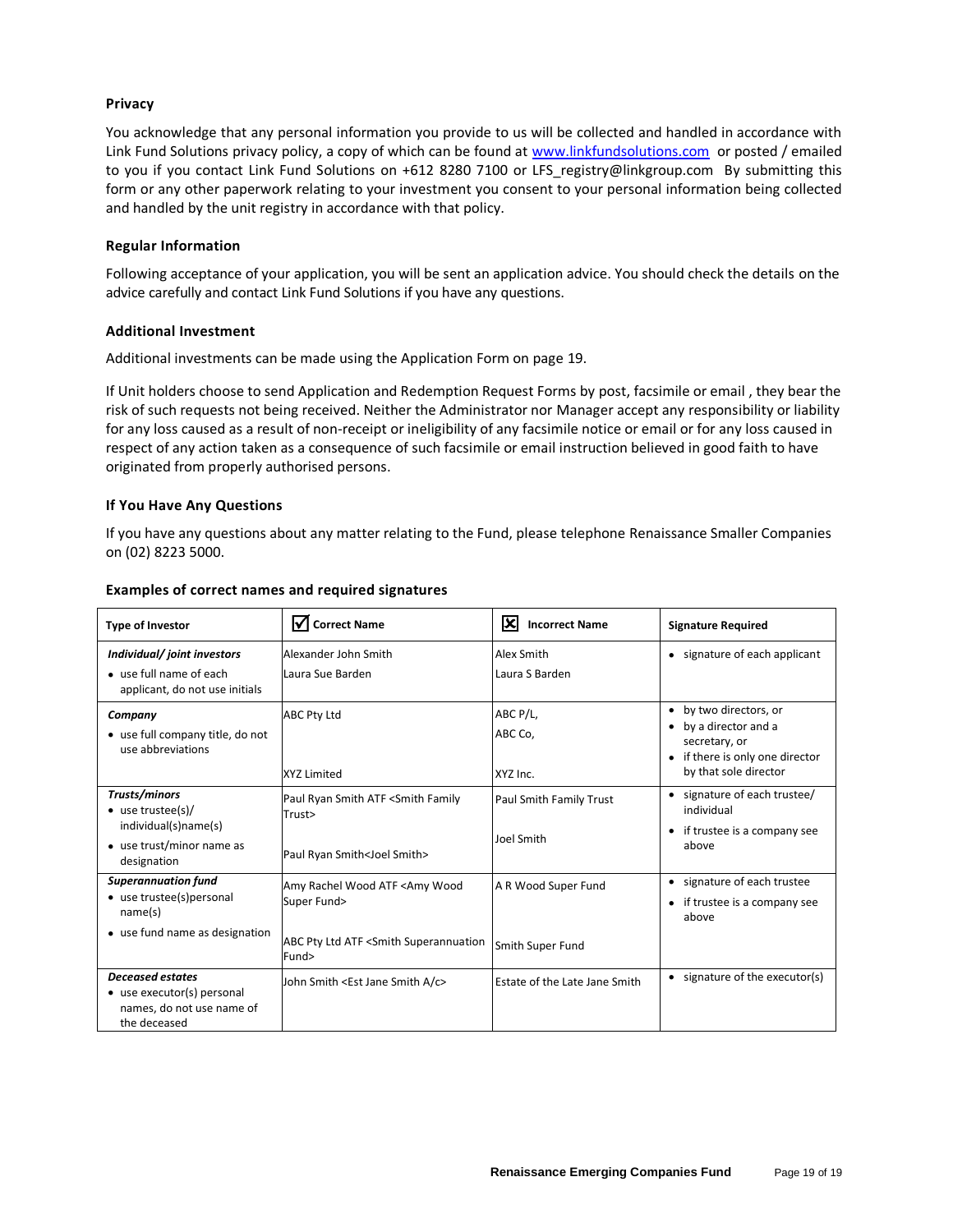### Privacy

You acknowledge that any personal information you provide to us will be collected and handled in accordance with Link Fund Solutions privacy policy, a copy of which can be found at www.linkfundsolutions.com or posted / emailed to you if you contact Link Fund Solutions on +612 8280 7100 or LFS_registry@linkgroup.com By submitting this form or any other paperwork relating to your investment you consent to your personal information being collected and handled by the unit registry in accordance with that policy.

### Regular Information

Following acceptance of your application, you will be sent an application advice. You should check the details on the advice carefully and contact Link Fund Solutions if you have any questions.

### Additional Investment

Additional investments can be made using the Application Form on page 19.

If Unit holders choose to send Application and Redemption Request Forms by post, facsimile or email , they bear the risk of such requests not being received. Neither the Administrator nor Manager accept any responsibility or liability for any loss caused as a result of non-receipt or ineligibility of any facsimile notice or email or for any loss caused in respect of any action taken as a consequence of such facsimile or email instruction believed in good faith to have originated from properly authorised persons.

### If You Have Any Questions

If you have any questions about any matter relating to the Fund, please telephone Renaissance Smaller Companies on (02) 8223 5000.

### Examples of correct names and required signatures

| Type of Investor | ☑ Correct Name | ☒ Incorrect Name | Signature Required |
|---|---|---|---|
| ***Individual/ joint investors***<br>• use full name of each applicant, do not use initials | Alexander John Smith<br>Laura Sue Barden | Alex Smith<br>Laura S Barden | • signature of each applicant |
| ***Company***<br>• use full company title, do not use abbreviations | ABC Pty Ltd<br><br>XYZ Limited | ABC P/L,<br>ABC Co,<br>XYZ Inc. | • by two directors, or<br>• by a director and a secretary, or<br>• if there is only one director by that sole director |
| ***Trusts/minors***<br>• use trustee(s)/ individual(s)name(s)<br>• use trust/minor name as designation | Paul Ryan Smith ATF <Smith Family Trust><br><br>Paul Ryan Smith<Joel Smith> | Paul Smith Family Trust<br><br>Joel Smith | • signature of each trustee/ individual<br>• if trustee is a company see above |
| ***Superannuation fund***<br>• use trustee(s)personal name(s)<br>• use fund name as designation | Amy Rachel Wood ATF <Amy Wood Super Fund><br><br>ABC Pty Ltd ATF <Smith Superannuation Fund> | A R Wood Super Fund<br><br>Smith Super Fund | • signature of each trustee<br>• if trustee is a company see above |
| ***Deceased estates***<br>• use executor(s) personal names, do not use name of the deceased | John Smith <Est Jane Smith A/c> | Estate of the Late Jane Smith | • signature of the executor(s) |